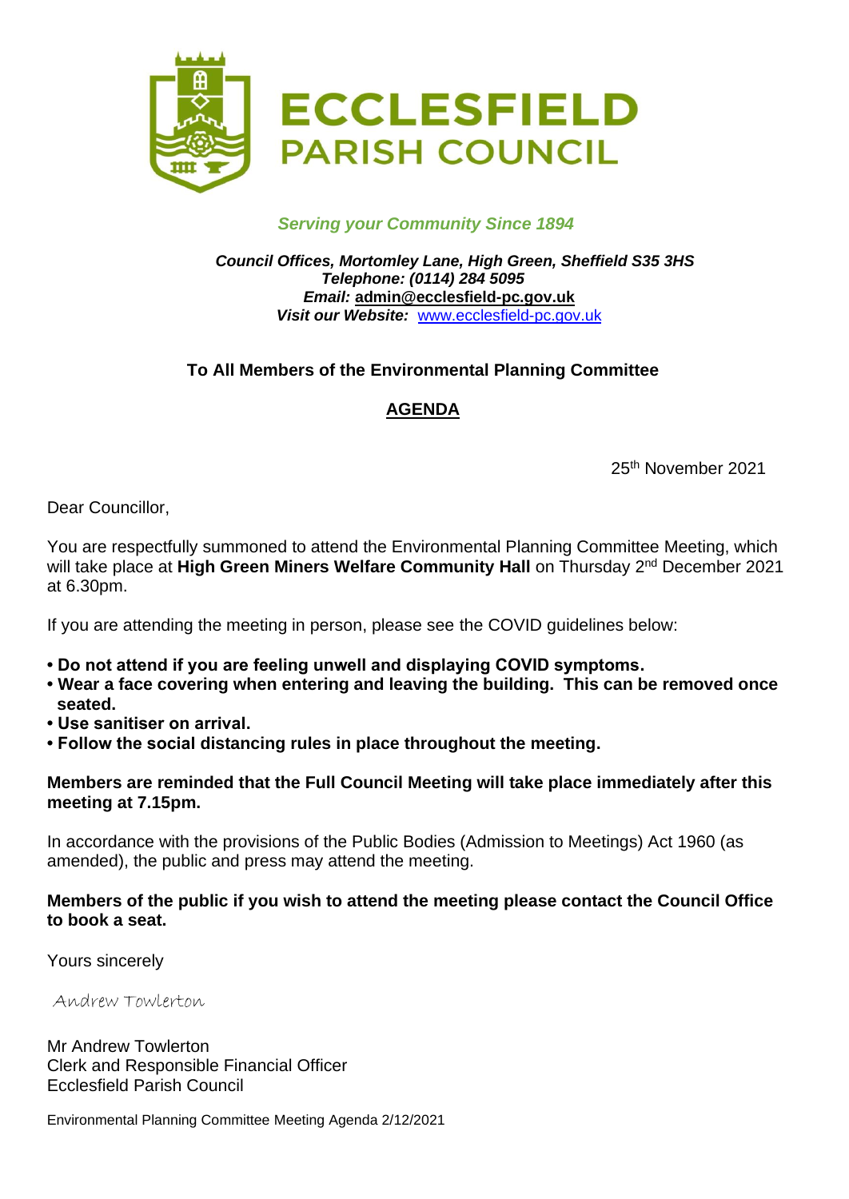# ECCLESFIELD PARISH COUNCIL

*Serving your Community Since 1894*

***Council Offices, Mortomley Lane, High Green, Sheffield S35 3HS***
***Telephone: (0114) 284 5095***
***Email:* admin@ecclesfield-pc.gov.uk**
***Visit our Website:*** www.ecclesfield-pc.gov.uk

**To All Members of the Environmental Planning Committee**

## AGENDA

25th November 2021

Dear Councillor,

You are respectfully summoned to attend the Environmental Planning Committee Meeting, which will take place at **High Green Miners Welfare Community Hall** on Thursday 2nd December 2021 at 6.30pm.

If you are attending the meeting in person, please see the COVID guidelines below:

- **Do not attend if you are feeling unwell and displaying COVID symptoms.**
- **Wear a face covering when entering and leaving the building. This can be removed once seated.**
- **Use sanitiser on arrival.**
- **Follow the social distancing rules in place throughout the meeting.**

**Members are reminded that the Full Council Meeting will take place immediately after this meeting at 7.15pm.**

In accordance with the provisions of the Public Bodies (Admission to Meetings) Act 1960 (as amended), the public and press may attend the meeting.

**Members of the public if you wish to attend the meeting please contact the Council Office to book a seat.**

Yours sincerely

Andrew Towlerton

Mr Andrew Towlerton
Clerk and Responsible Financial Officer
Ecclesfield Parish Council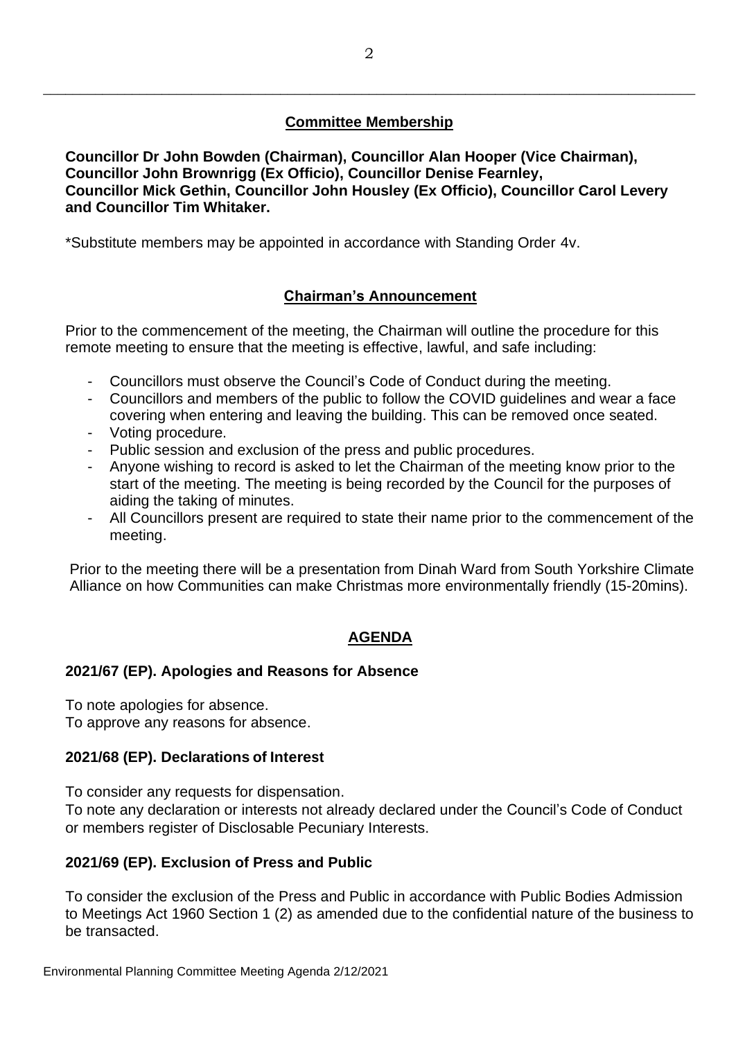## Committee Membership

**Councillor Dr John Bowden (Chairman), Councillor Alan Hooper (Vice Chairman), Councillor John Brownrigg (Ex Officio), Councillor Denise Fearnley, Councillor Mick Gethin, Councillor John Housley (Ex Officio), Councillor Carol Levery and Councillor Tim Whitaker.**

*Substitute members may be appointed in accordance with Standing Order 4v.

## Chairman's Announcement

Prior to the commencement of the meeting, the Chairman will outline the procedure for this remote meeting to ensure that the meeting is effective, lawful, and safe including:

- Councillors must observe the Council's Code of Conduct during the meeting.
- Councillors and members of the public to follow the COVID guidelines and wear a face covering when entering and leaving the building. This can be removed once seated.
- Voting procedure.
- Public session and exclusion of the press and public procedures.
- Anyone wishing to record is asked to let the Chairman of the meeting know prior to the start of the meeting. The meeting is being recorded by the Council for the purposes of aiding the taking of minutes.
- All Councillors present are required to state their name prior to the commencement of the meeting.

Prior to the meeting there will be a presentation from Dinah Ward from South Yorkshire Climate Alliance on how Communities can make Christmas more environmentally friendly (15-20mins).

## AGENDA

### 2021/67 (EP). Apologies and Reasons for Absence

To note apologies for absence.
To approve any reasons for absence.

### 2021/68 (EP). Declarations of Interest

To consider any requests for dispensation.
To note any declaration or interests not already declared under the Council's Code of Conduct or members register of Disclosable Pecuniary Interests.

### 2021/69 (EP). Exclusion of Press and Public

To consider the exclusion of the Press and Public in accordance with Public Bodies Admission to Meetings Act 1960 Section 1 (2) as amended due to the confidential nature of the business to be transacted.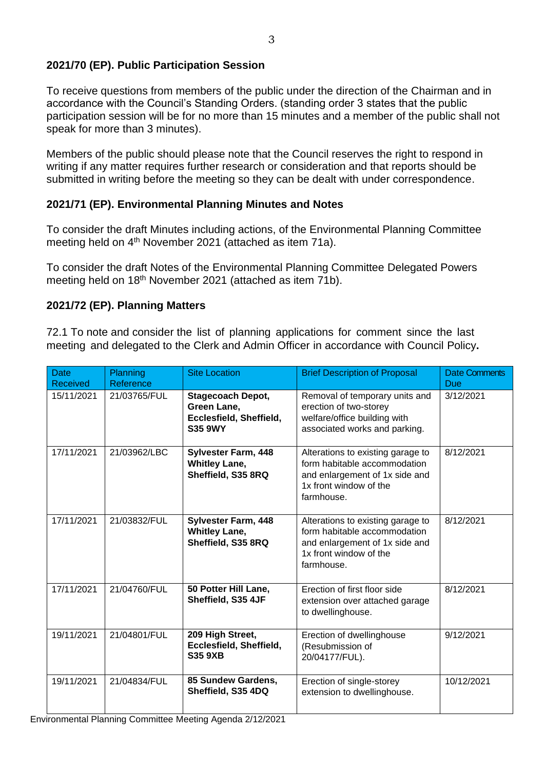### 2021/70 (EP). Public Participation Session

To receive questions from members of the public under the direction of the Chairman and in accordance with the Council's Standing Orders. (standing order 3 states that the public participation session will be for no more than 15 minutes and a member of the public shall not speak for more than 3 minutes).

Members of the public should please note that the Council reserves the right to respond in writing if any matter requires further research or consideration and that reports should be submitted in writing before the meeting so they can be dealt with under correspondence.

### 2021/71 (EP). Environmental Planning Minutes and Notes

To consider the draft Minutes including actions, of the Environmental Planning Committee meeting held on 4th November 2021 (attached as item 71a).

To consider the draft Notes of the Environmental Planning Committee Delegated Powers meeting held on 18th November 2021 (attached as item 71b).

### 2021/72 (EP). Planning Matters

72.1 To note and consider the list of planning applications for comment since the last meeting and delegated to the Clerk and Admin Officer in accordance with Council Policy**.**

| Date Received | Planning Reference | Site Location | Brief Description of Proposal | Date Comments Due |
|---|---|---|---|---|
| 15/11/2021 | 21/03765/FUL | **Stagecoach Depot, Green Lane, Ecclesfield, Sheffield, S35 9WY** | Removal of temporary units and erection of two-storey welfare/office building with associated works and parking. | 3/12/2021 |
| 17/11/2021 | 21/03962/LBC | **Sylvester Farm, 448 Whitley Lane, Sheffield, S35 8RQ** | Alterations to existing garage to form habitable accommodation and enlargement of 1x side and 1x front window of the farmhouse. | 8/12/2021 |
| 17/11/2021 | 21/03832/FUL | **Sylvester Farm, 448 Whitley Lane, Sheffield, S35 8RQ** | Alterations to existing garage to form habitable accommodation and enlargement of 1x side and 1x front window of the farmhouse. | 8/12/2021 |
| 17/11/2021 | 21/04760/FUL | **50 Potter Hill Lane, Sheffield, S35 4JF** | Erection of first floor side extension over attached garage to dwellinghouse. | 8/12/2021 |
| 19/11/2021 | 21/04801/FUL | **209 High Street, Ecclesfield, Sheffield, S35 9XB** | Erection of dwellinghouse (Resubmission of 20/04177/FUL). | 9/12/2021 |
| 19/11/2021 | 21/04834/FUL | **85 Sundew Gardens, Sheffield, S35 4DQ** | Erection of single-storey extension to dwellinghouse. | 10/12/2021 |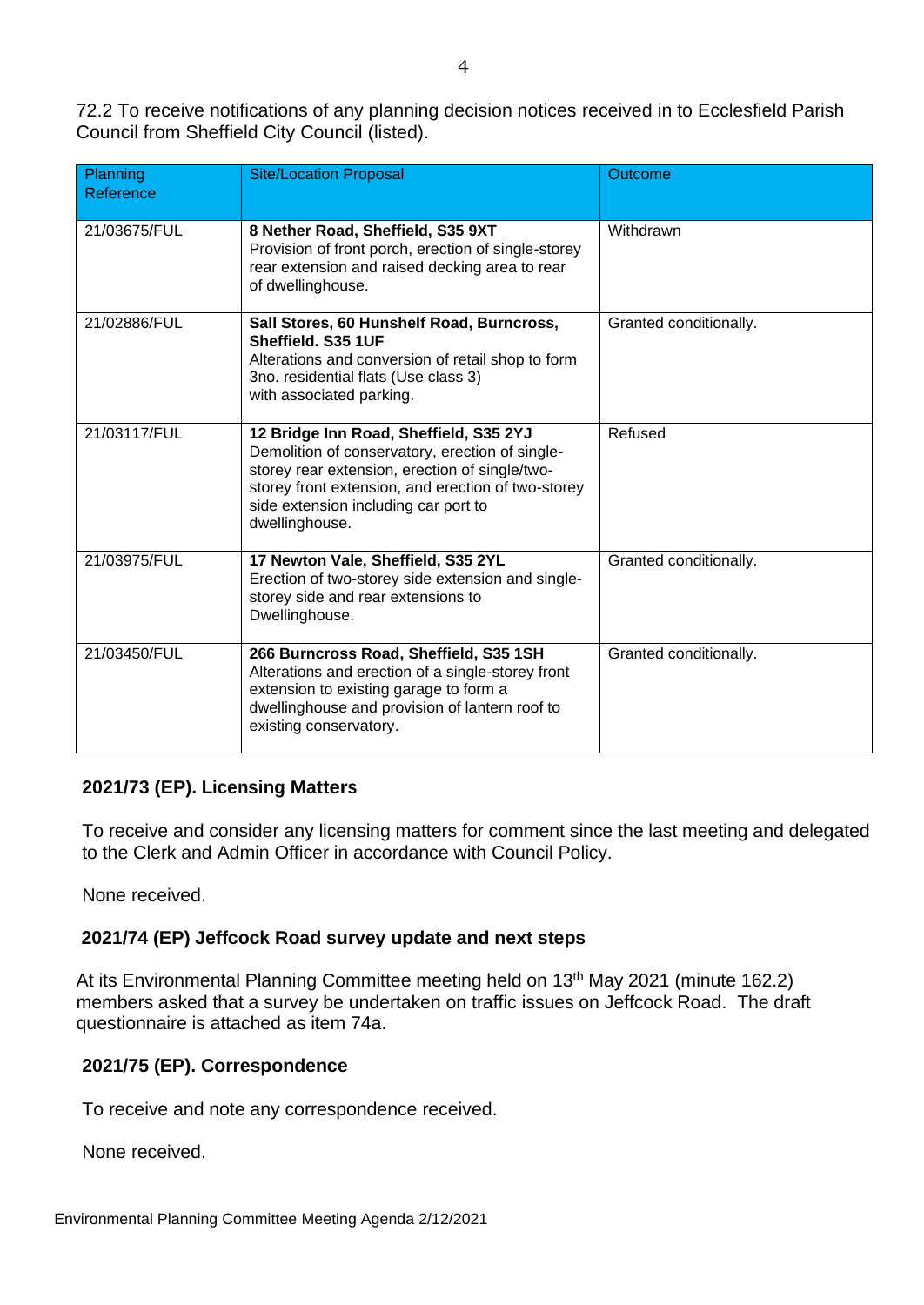72.2 To receive notifications of any planning decision notices received in to Ecclesfield Parish Council from Sheffield City Council (listed).

| Planning Reference | Site/Location Proposal | Outcome |
|---|---|---|
| 21/03675/FUL | **8 Nether Road, Sheffield, S35 9XT** Provision of front porch, erection of single-storey rear extension and raised decking area to rear of dwellinghouse. | Withdrawn |
| 21/02886/FUL | **Sall Stores, 60 Hunshelf Road, Burncross, Sheffield. S35 1UF** Alterations and conversion of retail shop to form 3no. residential flats (Use class 3) with associated parking. | Granted conditionally. |
| 21/03117/FUL | **12 Bridge Inn Road, Sheffield, S35 2YJ** Demolition of conservatory, erection of single-storey rear extension, erection of single/two-storey front extension, and erection of two-storey side extension including car port to dwellinghouse. | Refused |
| 21/03975/FUL | **17 Newton Vale, Sheffield, S35 2YL** Erection of two-storey side extension and single-storey side and rear extensions to Dwellinghouse. | Granted conditionally. |
| 21/03450/FUL | **266 Burncross Road, Sheffield, S35 1SH** Alterations and erection of a single-storey front extension to existing garage to form a dwellinghouse and provision of lantern roof to existing conservatory. | Granted conditionally. |

### 2021/73 (EP). Licensing Matters

To receive and consider any licensing matters for comment since the last meeting and delegated to the Clerk and Admin Officer in accordance with Council Policy.

None received.

### 2021/74 (EP) Jeffcock Road survey update and next steps

At its Environmental Planning Committee meeting held on 13th May 2021 (minute 162.2) members asked that a survey be undertaken on traffic issues on Jeffcock Road. The draft questionnaire is attached as item 74a.

### 2021/75 (EP). Correspondence

To receive and note any correspondence received.

None received.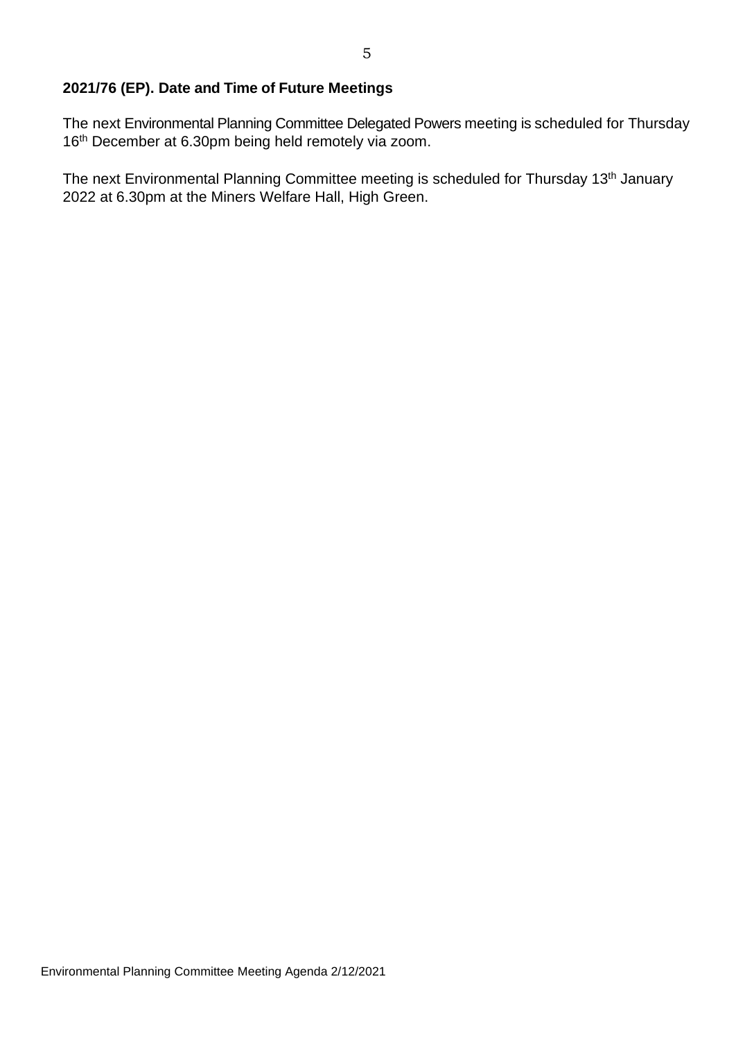**2021/76 (EP). Date and Time of Future Meetings**

The next Environmental Planning Committee Delegated Powers meeting is scheduled for Thursday 16th December at 6.30pm being held remotely via zoom.

The next Environmental Planning Committee meeting is scheduled for Thursday 13th January 2022 at 6.30pm at the Miners Welfare Hall, High Green.